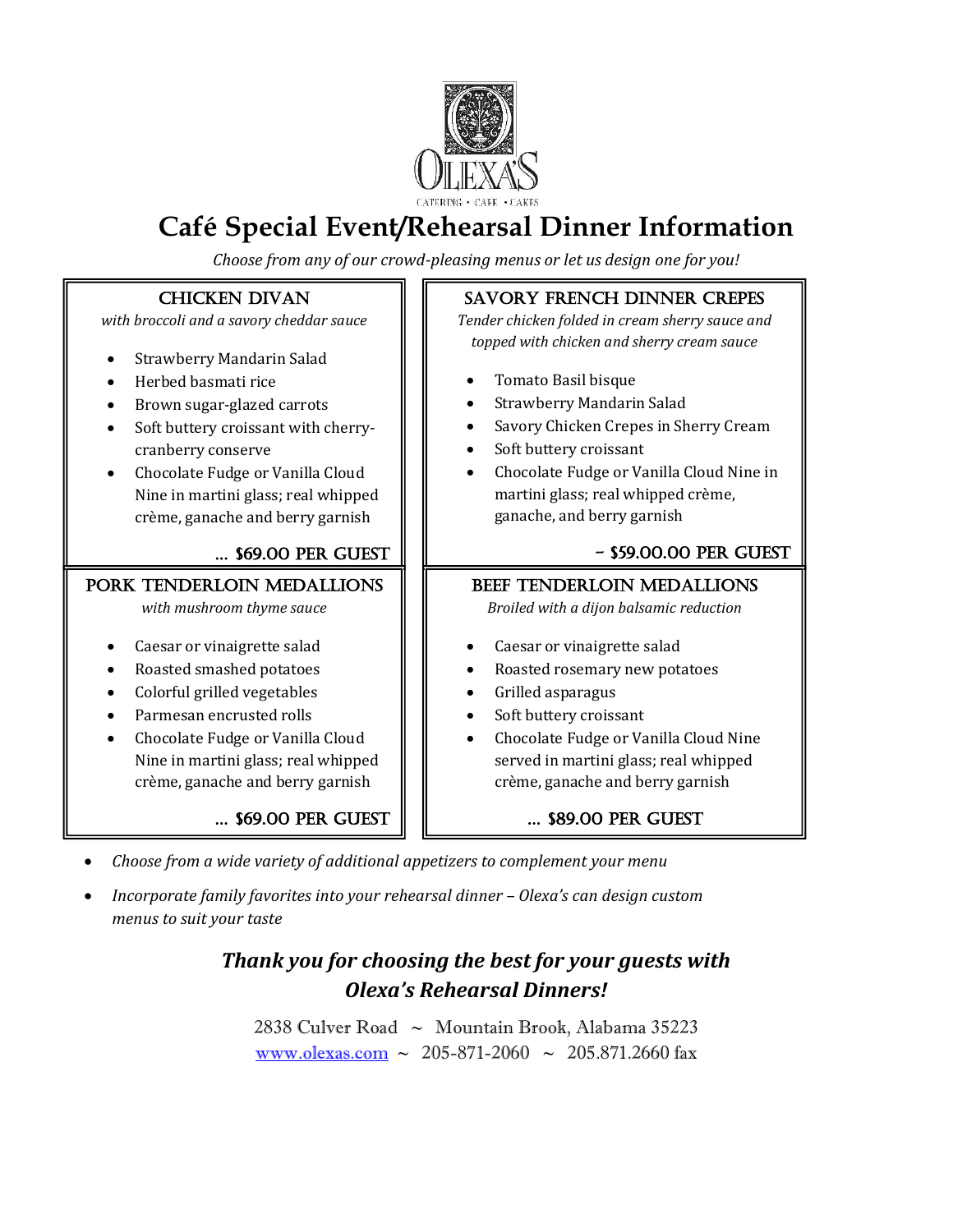OLEXA'S

CATERING • CAFE • CAKES

# Café Special Event/Rehearsal Dinner Information

*Choose from any of our crowd-pleasing menus or let us design one for you!*

## CHICKEN DIVAN

*with broccoli and a savory cheddar sauce*

- Strawberry Mandarin Salad
- Herbed basmati rice
- Brown sugar-glazed carrots
- Soft buttery croissant with cherry-cranberry conserve
- Chocolate Fudge or Vanilla Cloud Nine in martini glass; real whipped crème, ganache and berry garnish

… $69.00 PER GUEST

## SAVORY FRENCH DINNER CREPES

*Tender chicken folded in cream sherry sauce and topped with chicken and sherry cream sauce*

- Tomato Basil bisque
- Strawberry Mandarin Salad
- Savory Chicken Crepes in Sherry Cream
- Soft buttery croissant
- Chocolate Fudge or Vanilla Cloud Nine in martini glass; real whipped crème, ganache, and berry garnish

– $59.00.00 PER GUEST

## PORK TENDERLOIN MEDALLIONS

*with mushroom thyme sauce*

- Caesar or vinaigrette salad
- Roasted smashed potatoes
- Colorful grilled vegetables
- Parmesan encrusted rolls
- Chocolate Fudge or Vanilla Cloud Nine in martini glass; real whipped crème, ganache and berry garnish

… $69.00 PER GUEST

## BEEF TENDERLOIN MEDALLIONS

*Broiled with a dijon balsamic reduction*

- Caesar or vinaigrette salad
- Roasted rosemary new potatoes
- Grilled asparagus
- Soft buttery croissant
- Chocolate Fudge or Vanilla Cloud Nine served in martini glass; real whipped crème, ganache and berry garnish

… $89.00 PER GUEST

- *Choose from a wide variety of additional appetizers to complement your menu*
- *Incorporate family favorites into your rehearsal dinner – Olexa's can design custom menus to suit your taste*

***Thank you for choosing the best for your guests with Olexa's Rehearsal Dinners!***

2838 Culver Road ~ Mountain Brook, Alabama 35223

www.olexas.com ~ 205-871-2060 ~ 205.871.2660 fax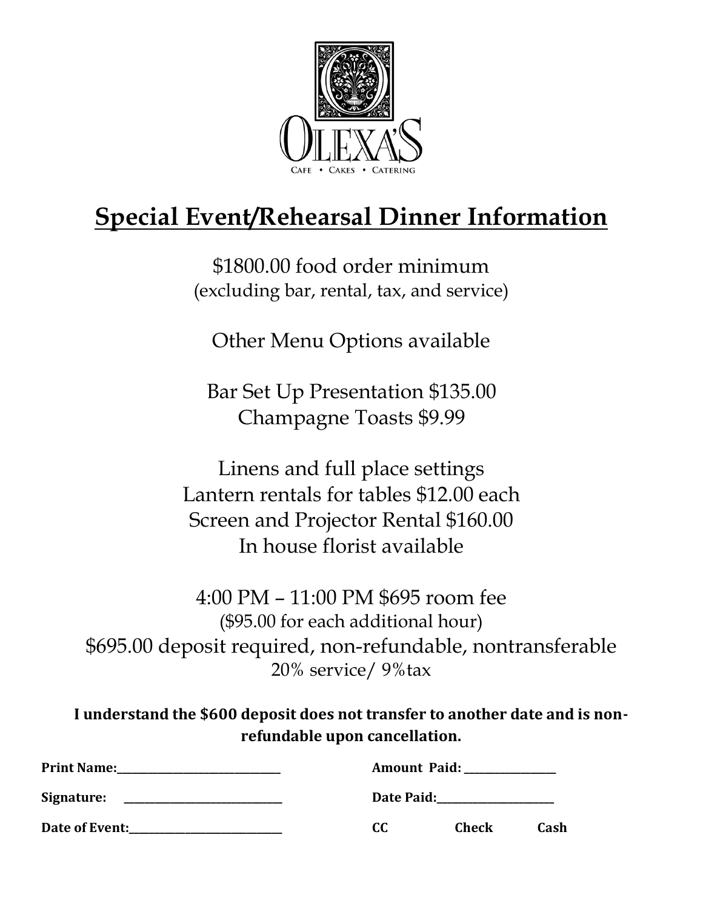OLEXA'S

CAFE • CAKES • CATERING

# Special Event/Rehearsal Dinner Information

$1800.00 food order minimum
(excluding bar, rental, tax, and service)

Other Menu Options available

Bar Set Up Presentation $135.00
Champagne Toasts $9.99

Linens and full place settings
Lantern rentals for tables $12.00 each
Screen and Projector Rental $160.00
In house florist available

4:00 PM – 11:00 PM $695 room fee
($95.00 for each additional hour)
$695.00 deposit required, non-refundable, nontransferable
20% service/ 9%tax

**I understand the $600 deposit does not transfer to another date and is non-refundable upon cancellation.**

**Print Name:**______________________________ **Amount Paid:** ________________

**Signature:** ______________________________ **Date Paid:**______________________

**Date of Event:**____________________________ **CC** **Check** **Cash**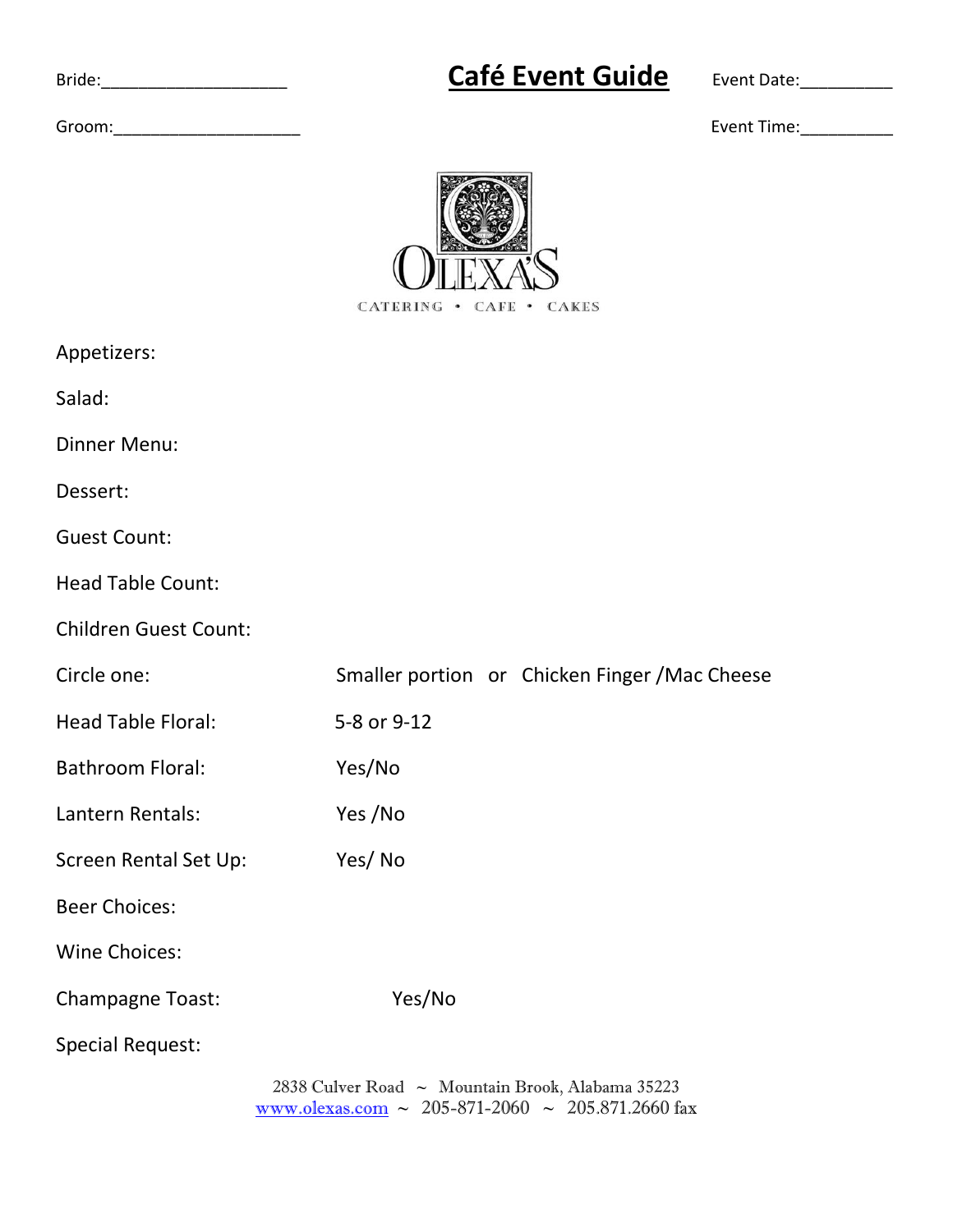Bride:____________________

# Café Event Guide

Event Date:__________

Groom:____________________

Event Time:__________

OLEXA'S

CATERING • CAFE • CAKES

Appetizers:

Salad:

Dinner Menu:

Dessert:

Guest Count:

Head Table Count:

Children Guest Count:

Circle one: Smaller portion or Chicken Finger /Mac Cheese

Head Table Floral: 5-8 or 9-12

Bathroom Floral: Yes/No

Lantern Rentals: Yes /No

Screen Rental Set Up: Yes/ No

Beer Choices:

Wine Choices:

Champagne Toast: Yes/No

Special Request:

2838 Culver Road ~ Mountain Brook, Alabama 35223
www.olexas.com ~ 205-871-2060 ~ 205.871.2660 fax